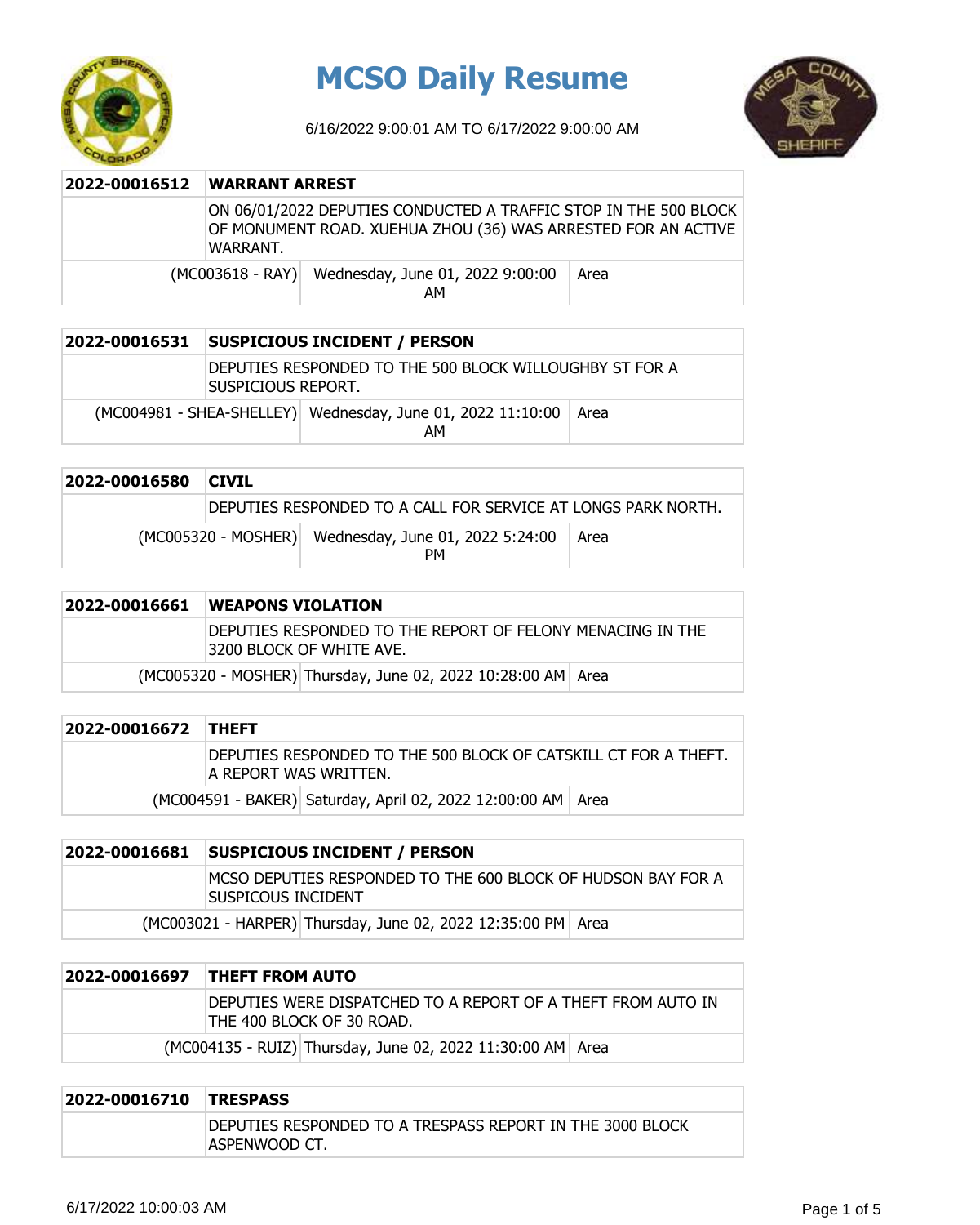# MCSO Daily Resume

6/16/2022 9:00:01 AM TO 6/17/2022 9:00:00 AM

| 2022-00016512 | WARRANT ARREST | |
|---|---|---|
| | ON 06/01/2022 DEPUTIES CONDUCTED A TRAFFIC STOP IN THE 500 BLOCK OF MONUMENT ROAD. XUEHUA ZHOU (36) WAS ARRESTED FOR AN ACTIVE WARRANT. | |
| (MC003618 - RAY) | Wednesday, June 01, 2022 9:00:00 AM | Area |

| 2022-00016531 | SUSPICIOUS INCIDENT / PERSON | |
|---|---|---|
| | DEPUTIES RESPONDED TO THE 500 BLOCK WILLOUGHBY ST FOR A SUSPICIOUS REPORT. | |
| (MC004981 - SHEA-SHELLEY) | Wednesday, June 01, 2022 11:10:00 AM | Area |

| 2022-00016580 | CIVIL | |
|---|---|---|
| | DEPUTIES RESPONDED TO A CALL FOR SERVICE AT LONGS PARK NORTH. | |
| (MC005320 - MOSHER) | Wednesday, June 01, 2022 5:24:00 PM | Area |

| 2022-00016661 | WEAPONS VIOLATION | |
|---|---|---|
| | DEPUTIES RESPONDED TO THE REPORT OF FELONY MENACING IN THE 3200 BLOCK OF WHITE AVE. | |
| (MC005320 - MOSHER) | Thursday, June 02, 2022 10:28:00 AM | Area |

| 2022-00016672 | THEFT | |
|---|---|---|
| | DEPUTIES RESPONDED TO THE 500 BLOCK OF CATSKILL CT FOR A THEFT. A REPORT WAS WRITTEN. | |
| (MC004591 - BAKER) | Saturday, April 02, 2022 12:00:00 AM | Area |

| 2022-00016681 | SUSPICIOUS INCIDENT / PERSON | |
|---|---|---|
| | MCSO DEPUTIES RESPONDED TO THE 600 BLOCK OF HUDSON BAY FOR A SUSPICOUS INCIDENT | |
| (MC003021 - HARPER) | Thursday, June 02, 2022 12:35:00 PM | Area |

| 2022-00016697 | THEFT FROM AUTO | |
|---|---|---|
| | DEPUTIES WERE DISPATCHED TO A REPORT OF A THEFT FROM AUTO IN THE 400 BLOCK OF 30 ROAD. | |
| (MC004135 - RUIZ) | Thursday, June 02, 2022 11:30:00 AM | Area |

| 2022-00016710 | TRESPASS |
|---|---|
| | DEPUTIES RESPONDED TO A TRESPASS REPORT IN THE 3000 BLOCK ASPENWOOD CT. |

6/17/2022 10:00:03 AM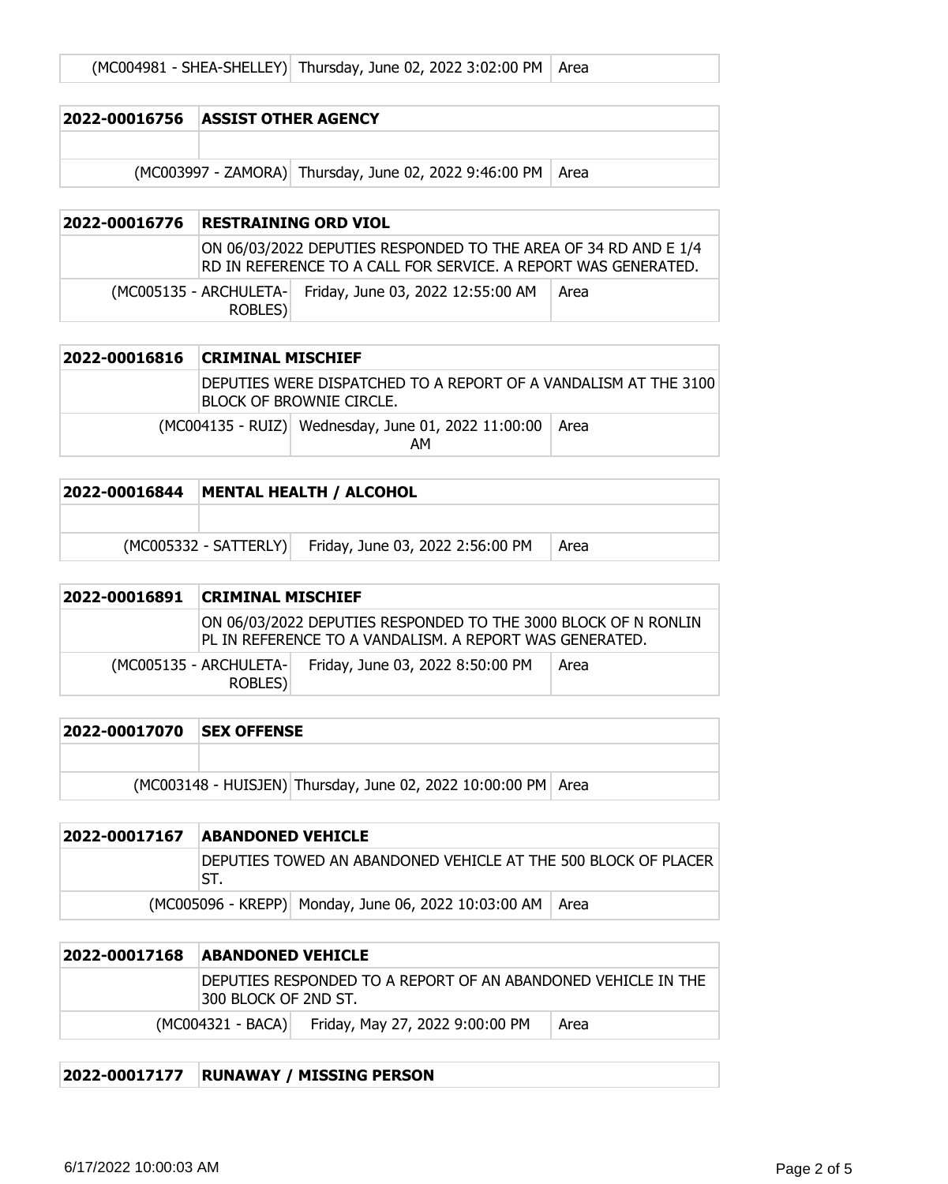| | (MC004981 - SHEA-SHELLEY) | Thursday, June 02, 2022 3:02:00 PM | Area |
|---|---|---|---|

| **2022-00016756** | **ASSIST OTHER AGENCY** | | |
|---|---|---|---|
| | | | |
| | (MC003997 - ZAMORA) | Thursday, June 02, 2022 9:46:00 PM | Area |

| **2022-00016776** | **RESTRAINING ORD VIOL** | | |
|---|---|---|---|
| | ON 06/03/2022 DEPUTIES RESPONDED TO THE AREA OF 34 RD AND E 1/4 RD IN REFERENCE TO A CALL FOR SERVICE. A REPORT WAS GENERATED. | | |
| | (MC005135 - ARCHULETA-ROBLES) | Friday, June 03, 2022 12:55:00 AM | Area |

| **2022-00016816** | **CRIMINAL MISCHIEF** | | |
|---|---|---|---|
| | DEPUTIES WERE DISPATCHED TO A REPORT OF A VANDALISM AT THE 3100 BLOCK OF BROWNIE CIRCLE. | | |
| | (MC004135 - RUIZ) | Wednesday, June 01, 2022 11:00:00 AM | Area |

| **2022-00016844** | **MENTAL HEALTH / ALCOHOL** | | |
|---|---|---|---|
| | | | |
| | (MC005332 - SATTERLY) | Friday, June 03, 2022 2:56:00 PM | Area |

| **2022-00016891** | **CRIMINAL MISCHIEF** | | |
|---|---|---|---|
| | ON 06/03/2022 DEPUTIES RESPONDED TO THE 3000 BLOCK OF N RONLIN PL IN REFERENCE TO A VANDALISM. A REPORT WAS GENERATED. | | |
| | (MC005135 - ARCHULETA-ROBLES) | Friday, June 03, 2022 8:50:00 PM | Area |

| **2022-00017070** | **SEX OFFENSE** | | |
|---|---|---|---|
| | | | |
| | (MC003148 - HUISJEN) | Thursday, June 02, 2022 10:00:00 PM | Area |

| **2022-00017167** | **ABANDONED VEHICLE** | | |
|---|---|---|---|
| | DEPUTIES TOWED AN ABANDONED VEHICLE AT THE 500 BLOCK OF PLACER ST. | | |
| | (MC005096 - KREPP) | Monday, June 06, 2022 10:03:00 AM | Area |

| **2022-00017168** | **ABANDONED VEHICLE** | | |
|---|---|---|---|
| | DEPUTIES RESPONDED TO A REPORT OF AN ABANDONED VEHICLE IN THE 300 BLOCK OF 2ND ST. | | |
| | (MC004321 - BACA) | Friday, May 27, 2022 9:00:00 PM | Area |

| **2022-00017177** | **RUNAWAY / MISSING PERSON** |
|---|---|

6/17/2022 10:00:03 AM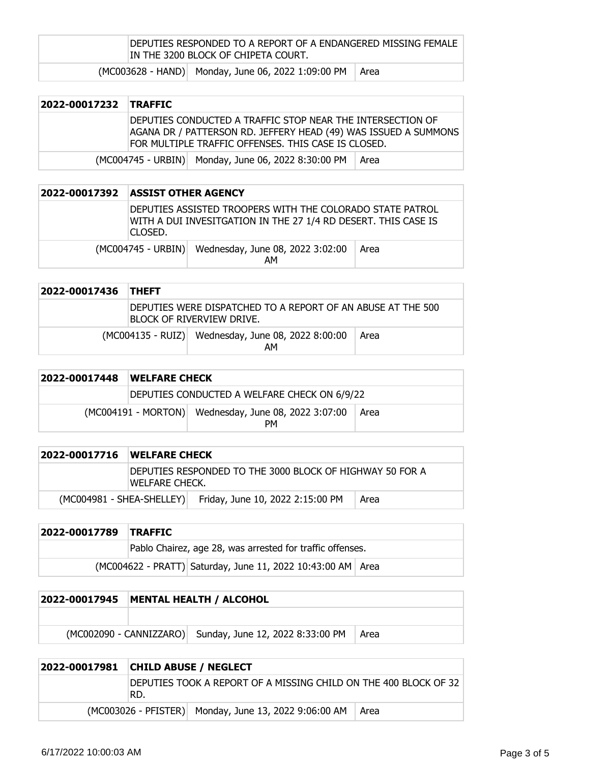| | | |
|---|---|---|
| | DEPUTIES RESPONDED TO A REPORT OF A ENDANGERED MISSING FEMALE IN THE 3200 BLOCK OF CHIPETA COURT. | |
| (MC003628 - HAND) | Monday, June 06, 2022 1:09:00 PM | Area |

| **2022-00017232** | **TRAFFIC** | |
|---|---|---|
| | DEPUTIES CONDUCTED A TRAFFIC STOP NEAR THE INTERSECTION OF AGANA DR / PATTERSON RD. JEFFERY HEAD (49) WAS ISSUED A SUMMONS FOR MULTIPLE TRAFFIC OFFENSES. THIS CASE IS CLOSED. | |
| (MC004745 - URBIN) | Monday, June 06, 2022 8:30:00 PM | Area |

| **2022-00017392** | **ASSIST OTHER AGENCY** | |
|---|---|---|
| | DEPUTIES ASSISTED TROOPERS WITH THE COLORADO STATE PATROL WITH A DUI INVESITGATION IN THE 27 1/4 RD DESERT. THIS CASE IS CLOSED. | |
| (MC004745 - URBIN) | Wednesday, June 08, 2022 3:02:00 AM | Area |

| **2022-00017436** | **THEFT** | |
|---|---|---|
| | DEPUTIES WERE DISPATCHED TO A REPORT OF AN ABUSE AT THE 500 BLOCK OF RIVERVIEW DRIVE. | |
| (MC004135 - RUIZ) | Wednesday, June 08, 2022 8:00:00 AM | Area |

| **2022-00017448** | **WELFARE CHECK** | |
|---|---|---|
| | DEPUTIES CONDUCTED A WELFARE CHECK ON 6/9/22 | |
| (MC004191 - MORTON) | Wednesday, June 08, 2022 3:07:00 PM | Area |

| **2022-00017716** | **WELFARE CHECK** | |
|---|---|---|
| | DEPUTIES RESPONDED TO THE 3000 BLOCK OF HIGHWAY 50 FOR A WELFARE CHECK. | |
| (MC004981 - SHEA-SHELLEY) | Friday, June 10, 2022 2:15:00 PM | Area |

| **2022-00017789** | **TRAFFIC** | |
|---|---|---|
| | Pablo Chairez, age 28, was arrested for traffic offenses. | |
| (MC004622 - PRATT) | Saturday, June 11, 2022 10:43:00 AM | Area |

| **2022-00017945** | **MENTAL HEALTH / ALCOHOL** | |
|---|---|---|
| | | |
| (MC002090 - CANNIZZARO) | Sunday, June 12, 2022 8:33:00 PM | Area |

| **2022-00017981** | **CHILD ABUSE / NEGLECT** | |
|---|---|---|
| | DEPUTIES TOOK A REPORT OF A MISSING CHILD ON THE 400 BLOCK OF 32 RD. | |
| (MC003026 - PFISTER) | Monday, June 13, 2022 9:06:00 AM | Area |

6/17/2022 10:00:03 AM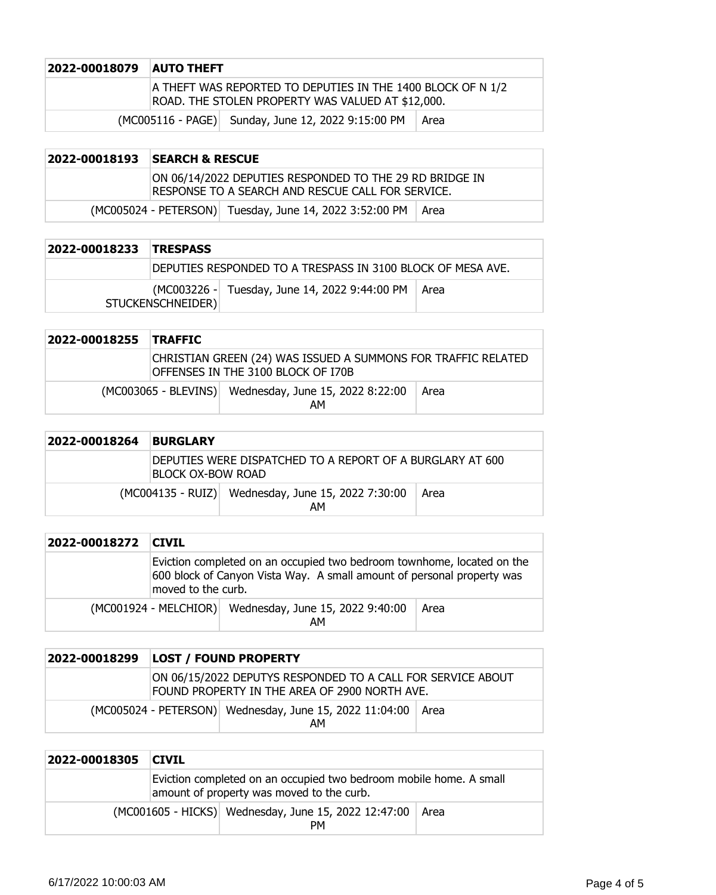| 2022-00018079 | AUTO THEFT | | |
|---|---|---|---|
| | A THEFT WAS REPORTED TO DEPUTIES IN THE 1400 BLOCK OF N 1/2 ROAD. THE STOLEN PROPERTY WAS VALUED AT $12,000. | | |
| (MC005116 - PAGE) | Sunday, June 12, 2022 9:15:00 PM | Area | |

| 2022-00018193 | SEARCH & RESCUE | | |
|---|---|---|---|
| | ON 06/14/2022 DEPUTIES RESPONDED TO THE 29 RD BRIDGE IN RESPONSE TO A SEARCH AND RESCUE CALL FOR SERVICE. | | |
| (MC005024 - PETERSON) | Tuesday, June 14, 2022 3:52:00 PM | Area | |

| 2022-00018233 | TRESPASS | | |
|---|---|---|---|
| | DEPUTIES RESPONDED TO A TRESPASS IN 3100 BLOCK OF MESA AVE. | | |
| (MC003226 - STUCKENSCHNEIDER) | Tuesday, June 14, 2022 9:44:00 PM | Area | |

| 2022-00018255 | TRAFFIC | | |
|---|---|---|---|
| | CHRISTIAN GREEN (24) WAS ISSUED A SUMMONS FOR TRAFFIC RELATED OFFENSES IN THE 3100 BLOCK OF I70B | | |
| (MC003065 - BLEVINS) | Wednesday, June 15, 2022 8:22:00 AM | Area | |

| 2022-00018264 | BURGLARY | | |
|---|---|---|---|
| | DEPUTIES WERE DISPATCHED TO A REPORT OF A BURGLARY AT 600 BLOCK OX-BOW ROAD | | |
| (MC004135 - RUIZ) | Wednesday, June 15, 2022 7:30:00 AM | Area | |

| 2022-00018272 | CIVIL | | |
|---|---|---|---|
| | Eviction completed on an occupied two bedroom townhome, located on the 600 block of Canyon Vista Way. A small amount of personal property was moved to the curb. | | |
| (MC001924 - MELCHIOR) | Wednesday, June 15, 2022 9:40:00 AM | Area | |

| 2022-00018299 | LOST / FOUND PROPERTY | | |
|---|---|---|---|
| | ON 06/15/2022 DEPUTYS RESPONDED TO A CALL FOR SERVICE ABOUT FOUND PROPERTY IN THE AREA OF 2900 NORTH AVE. | | |
| (MC005024 - PETERSON) | Wednesday, June 15, 2022 11:04:00 AM | Area | |

| 2022-00018305 | CIVIL | | |
|---|---|---|---|
| | Eviction completed on an occupied two bedroom mobile home. A small amount of property was moved to the curb. | | |
| (MC001605 - HICKS) | Wednesday, June 15, 2022 12:47:00 PM | Area | |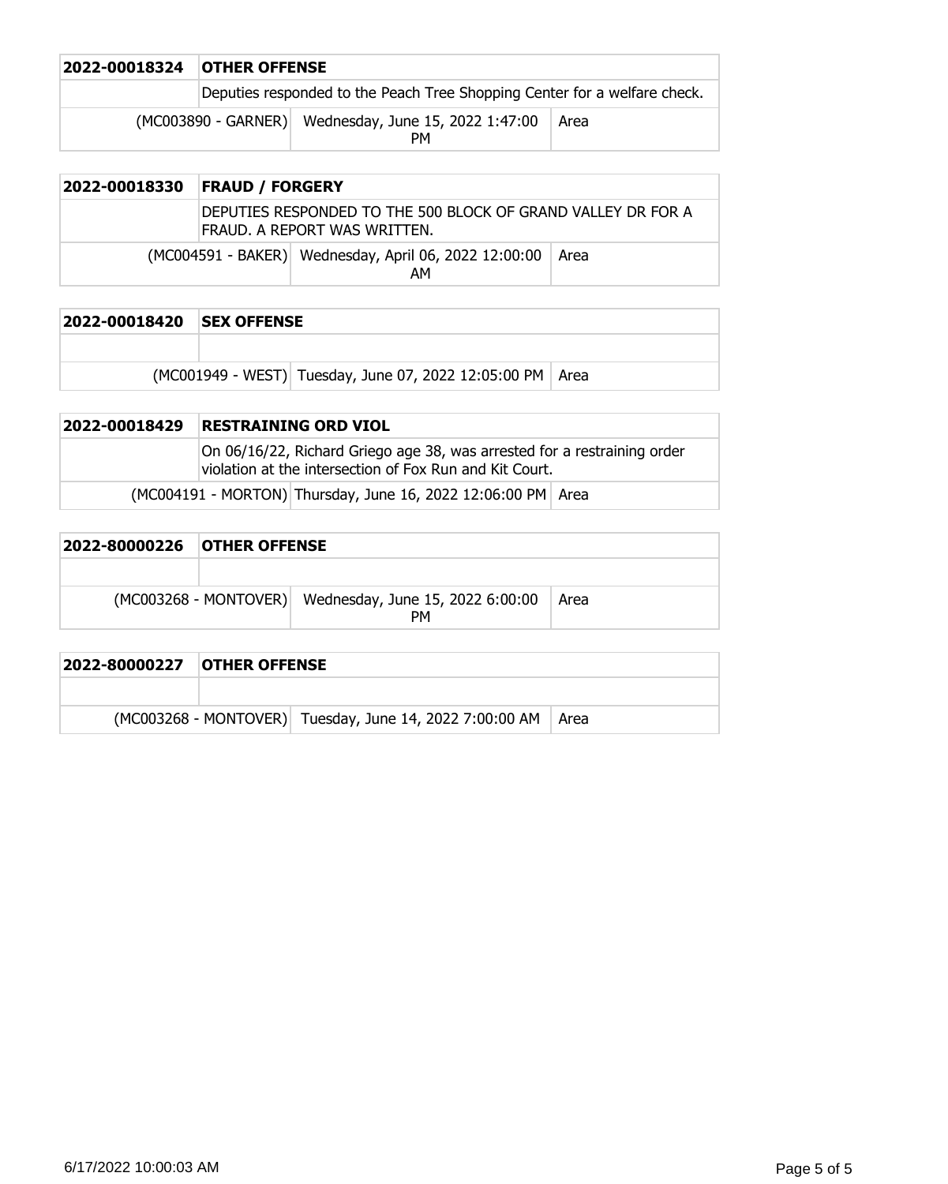| 2022-00018324 | OTHER OFFENSE | | |
|---|---|---|---|
| | Deputies responded to the Peach Tree Shopping Center for a welfare check. | | |
| | (MC003890 - GARNER) | Wednesday, June 15, 2022 1:47:00 PM | Area |

| 2022-00018330 | FRAUD / FORGERY | | |
|---|---|---|---|
| | DEPUTIES RESPONDED TO THE 500 BLOCK OF GRAND VALLEY DR FOR A FRAUD. A REPORT WAS WRITTEN. | | |
| | (MC004591 - BAKER) | Wednesday, April 06, 2022 12:00:00 AM | Area |

| 2022-00018420 | SEX OFFENSE | | |
|---|---|---|---|
| | | | |
| | (MC001949 - WEST) | Tuesday, June 07, 2022 12:05:00 PM | Area |

| 2022-00018429 | RESTRAINING ORD VIOL | | |
|---|---|---|---|
| | On 06/16/22, Richard Griego age 38, was arrested for a restraining order violation at the intersection of Fox Run and Kit Court. | | |
| | (MC004191 - MORTON) | Thursday, June 16, 2022 12:06:00 PM | Area |

| 2022-80000226 | OTHER OFFENSE | | |
|---|---|---|---|
| | | | |
| | (MC003268 - MONTOVER) | Wednesday, June 15, 2022 6:00:00 PM | Area |

| 2022-80000227 | OTHER OFFENSE | | |
|---|---|---|---|
| | | | |
| | (MC003268 - MONTOVER) | Tuesday, June 14, 2022 7:00:00 AM | Area |

6/17/2022 10:00:03 AM